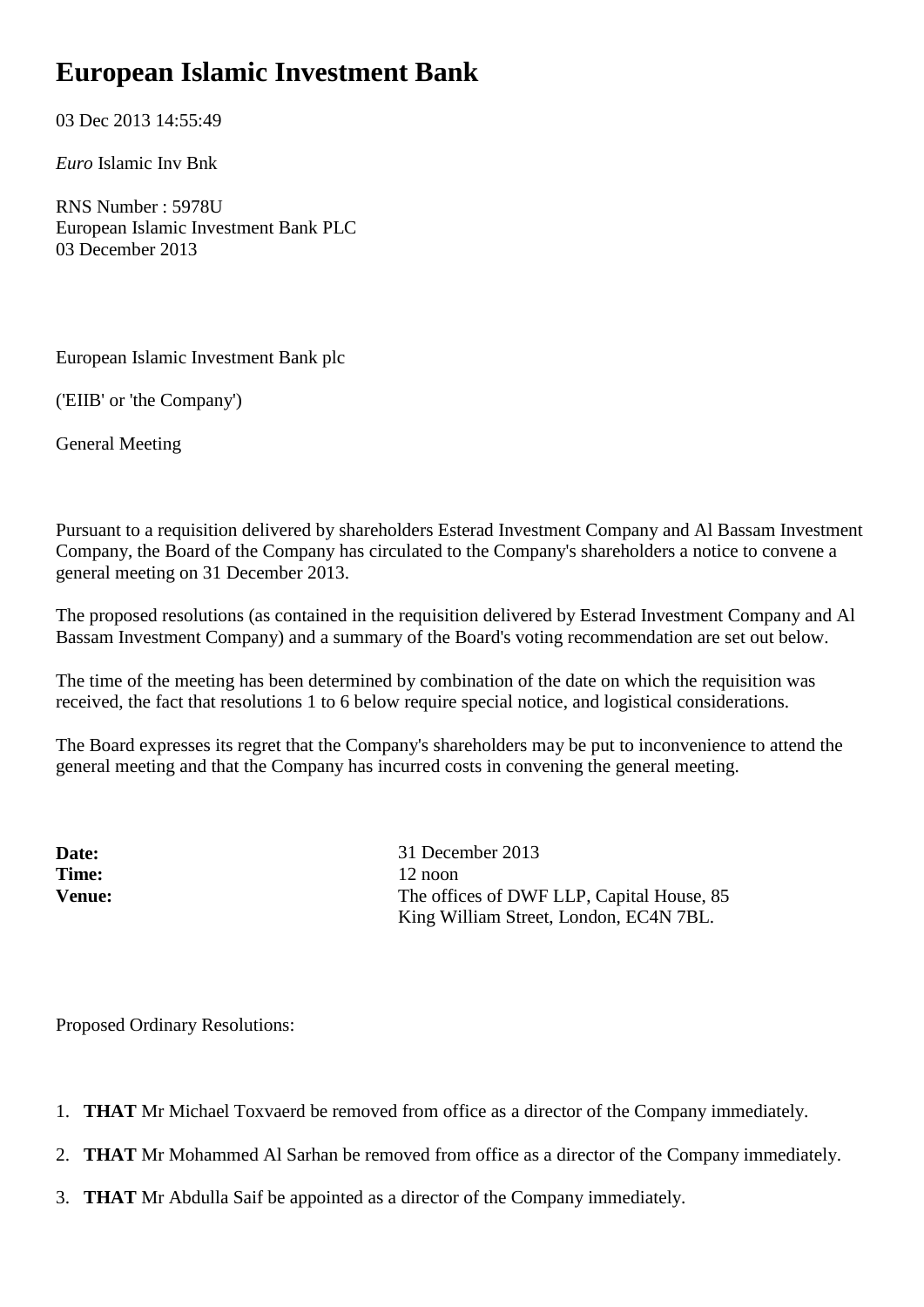# European Islamic Investment Bank

03 Dec 2013 14:55:49

*Euro* Islamic Inv Bnk

RNS Number : 5978U
European Islamic Investment Bank PLC
03 December 2013

European Islamic Investment Bank plc

('EIIB' or 'the Company')

General Meeting

Pursuant to a requisition delivered by shareholders Esterad Investment Company and Al Bassam Investment Company, the Board of the Company has circulated to the Company's shareholders a notice to convene a general meeting on 31 December 2013.

The proposed resolutions (as contained in the requisition delivered by Esterad Investment Company and Al Bassam Investment Company) and a summary of the Board's voting recommendation are set out below.

The time of the meeting has been determined by combination of the date on which the requisition was received, the fact that resolutions 1 to 6 below require special notice, and logistical considerations.

The Board expresses its regret that the Company's shareholders may be put to inconvenience to attend the general meeting and that the Company has incurred costs in convening the general meeting.

| | |
|---|---|
| **Date:** | 31 December 2013 |
| **Time:** | 12 noon |
| **Venue:** | The offices of DWF LLP, Capital House, 85 King William Street, London, EC4N 7BL. |

Proposed Ordinary Resolutions:

1. **THAT** Mr Michael Toxvaerd be removed from office as a director of the Company immediately.
2. **THAT** Mr Mohammed Al Sarhan be removed from office as a director of the Company immediately.
3. **THAT** Mr Abdulla Saif be appointed as a director of the Company immediately.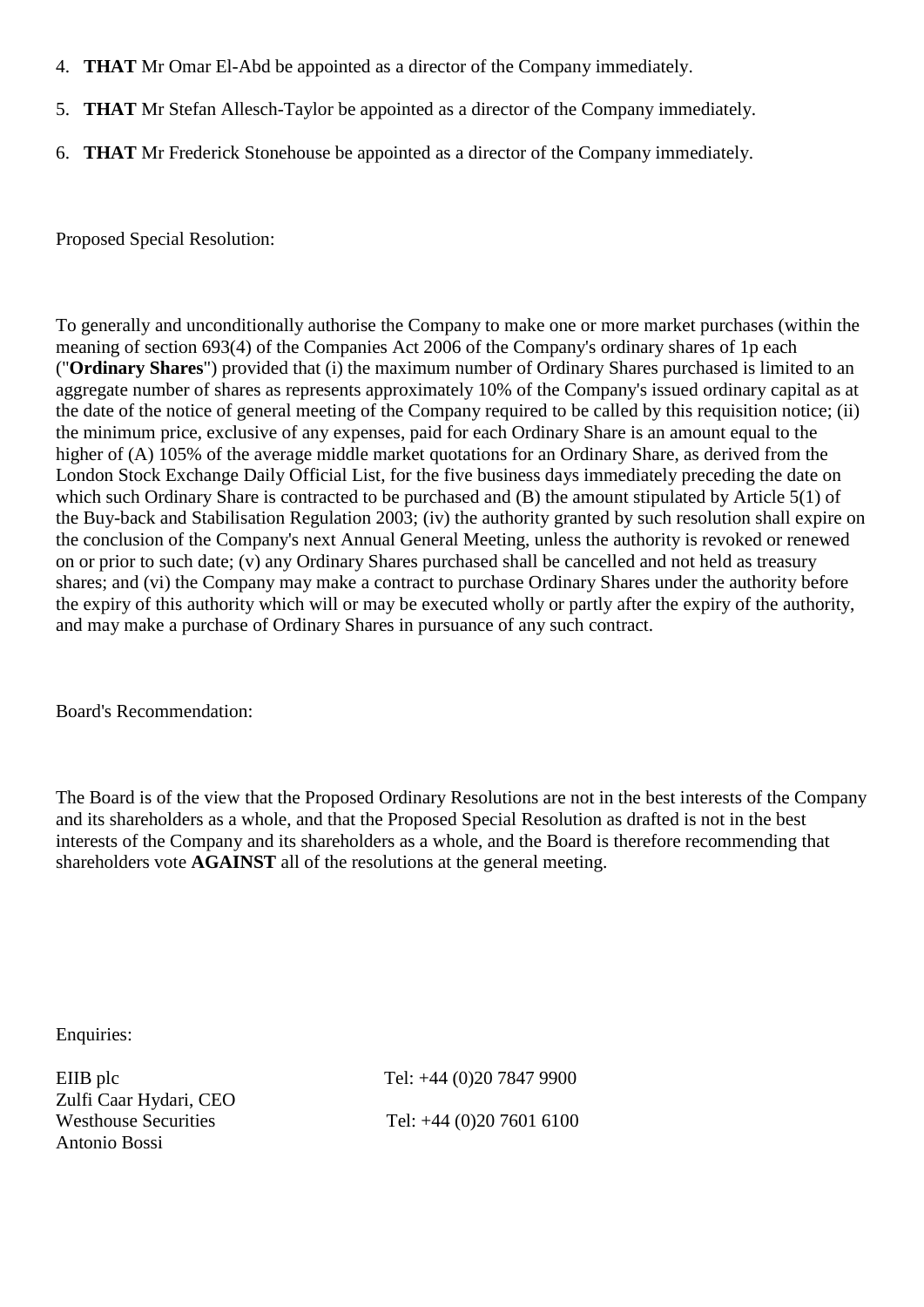4. **THAT** Mr Omar El-Abd be appointed as a director of the Company immediately.

5. **THAT** Mr Stefan Allesch-Taylor be appointed as a director of the Company immediately.

6. **THAT** Mr Frederick Stonehouse be appointed as a director of the Company immediately.

Proposed Special Resolution:

To generally and unconditionally authorise the Company to make one or more market purchases (within the meaning of section 693(4) of the Companies Act 2006 of the Company's ordinary shares of 1p each ("**Ordinary Shares**") provided that (i) the maximum number of Ordinary Shares purchased is limited to an aggregate number of shares as represents approximately 10% of the Company's issued ordinary capital as at the date of the notice of general meeting of the Company required to be called by this requisition notice; (ii) the minimum price, exclusive of any expenses, paid for each Ordinary Share is an amount equal to the higher of (A) 105% of the average middle market quotations for an Ordinary Share, as derived from the London Stock Exchange Daily Official List, for the five business days immediately preceding the date on which such Ordinary Share is contracted to be purchased and (B) the amount stipulated by Article 5(1) of the Buy-back and Stabilisation Regulation 2003; (iv) the authority granted by such resolution shall expire on the conclusion of the Company's next Annual General Meeting, unless the authority is revoked or renewed on or prior to such date; (v) any Ordinary Shares purchased shall be cancelled and not held as treasury shares; and (vi) the Company may make a contract to purchase Ordinary Shares under the authority before the expiry of this authority which will or may be executed wholly or partly after the expiry of the authority, and may make a purchase of Ordinary Shares in pursuance of any such contract.

Board's Recommendation:

The Board is of the view that the Proposed Ordinary Resolutions are not in the best interests of the Company and its shareholders as a whole, and that the Proposed Special Resolution as drafted is not in the best interests of the Company and its shareholders as a whole, and the Board is therefore recommending that shareholders vote **AGAINST** all of the resolutions at the general meeting.

Enquiries:

| | |
|---|---|
| EIIB plc<br>Zulfi Caar Hydari, CEO | Tel: +44 (0)20 7847 9900 |
| Westhouse Securities<br>Antonio Bossi | Tel: +44 (0)20 7601 6100 |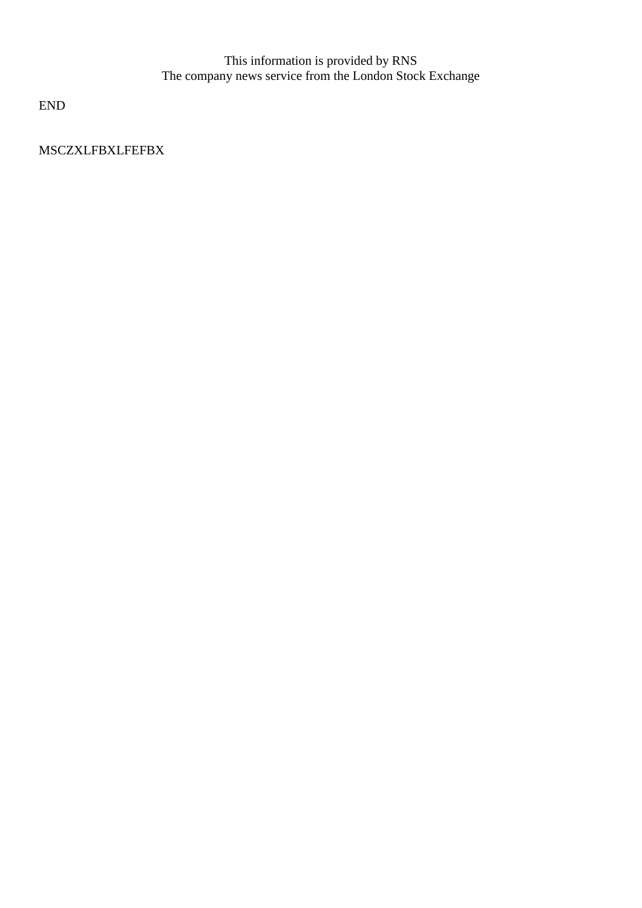This information is provided by RNS
The company news service from the London Stock Exchange

END

MSCZXLFBXLFEFBX